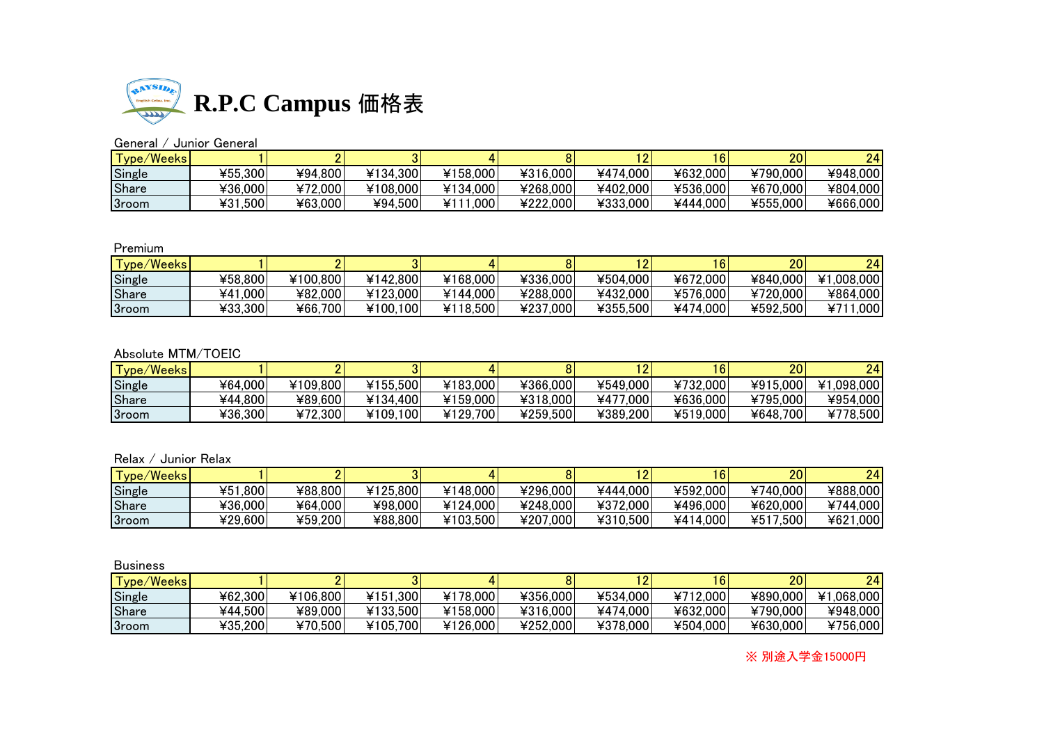# R.P.C Campus 価格表

General / Junior General

| Type/Weeks | 1 | 2 | 3 | 4 | 8 | 12 | 16 | 20 | 24 |
|---|---|---|---|---|---|---|---|---|---|
| Single | ¥55,300 | ¥94,800 | ¥134,300 | ¥158,000 | ¥316,000 | ¥474,000 | ¥632,000 | ¥790,000 | ¥948,000 |
| Share | ¥36,000 | ¥72,000 | ¥108,000 | ¥134,000 | ¥268,000 | ¥402,000 | ¥536,000 | ¥670,000 | ¥804,000 |
| 3room | ¥31,500 | ¥63,000 | ¥94,500 | ¥111,000 | ¥222,000 | ¥333,000 | ¥444,000 | ¥555,000 | ¥666,000 |

Premium

| Type/Weeks | 1 | 2 | 3 | 4 | 8 | 12 | 16 | 20 | 24 |
|---|---|---|---|---|---|---|---|---|---|
| Single | ¥58,800 | ¥100,800 | ¥142,800 | ¥168,000 | ¥336,000 | ¥504,000 | ¥672,000 | ¥840,000 | ¥1,008,000 |
| Share | ¥41,000 | ¥82,000 | ¥123,000 | ¥144,000 | ¥288,000 | ¥432,000 | ¥576,000 | ¥720,000 | ¥864,000 |
| 3room | ¥33,300 | ¥66,700 | ¥100,100 | ¥118,500 | ¥237,000 | ¥355,500 | ¥474,000 | ¥592,500 | ¥711,000 |

Absolute MTM/TOEIC

| Type/Weeks | 1 | 2 | 3 | 4 | 8 | 12 | 16 | 20 | 24 |
|---|---|---|---|---|---|---|---|---|---|
| Single | ¥64,000 | ¥109,800 | ¥155,500 | ¥183,000 | ¥366,000 | ¥549,000 | ¥732,000 | ¥915,000 | ¥1,098,000 |
| Share | ¥44,800 | ¥89,600 | ¥134,400 | ¥159,000 | ¥318,000 | ¥477,000 | ¥636,000 | ¥795,000 | ¥954,000 |
| 3room | ¥36,300 | ¥72,300 | ¥109,100 | ¥129,700 | ¥259,500 | ¥389,200 | ¥519,000 | ¥648,700 | ¥778,500 |

Relax / Junior Relax

| Type/Weeks | 1 | 2 | 3 | 4 | 8 | 12 | 16 | 20 | 24 |
|---|---|---|---|---|---|---|---|---|---|
| Single | ¥51,800 | ¥88,800 | ¥125,800 | ¥148,000 | ¥296,000 | ¥444,000 | ¥592,000 | ¥740,000 | ¥888,000 |
| Share | ¥36,000 | ¥64,000 | ¥98,000 | ¥124,000 | ¥248,000 | ¥372,000 | ¥496,000 | ¥620,000 | ¥744,000 |
| 3room | ¥29,600 | ¥59,200 | ¥88,800 | ¥103,500 | ¥207,000 | ¥310,500 | ¥414,000 | ¥517,500 | ¥621,000 |

Business

| Type/Weeks | 1 | 2 | 3 | 4 | 8 | 12 | 16 | 20 | 24 |
|---|---|---|---|---|---|---|---|---|---|
| Single | ¥62,300 | ¥106,800 | ¥151,300 | ¥178,000 | ¥356,000 | ¥534,000 | ¥712,000 | ¥890,000 | ¥1,068,000 |
| Share | ¥44,500 | ¥89,000 | ¥133,500 | ¥158,000 | ¥316,000 | ¥474,000 | ¥632,000 | ¥790,000 | ¥948,000 |
| 3room | ¥35,200 | ¥70,500 | ¥105,700 | ¥126,000 | ¥252,000 | ¥378,000 | ¥504,000 | ¥630,000 | ¥756,000 |

※ 別途入学金15000円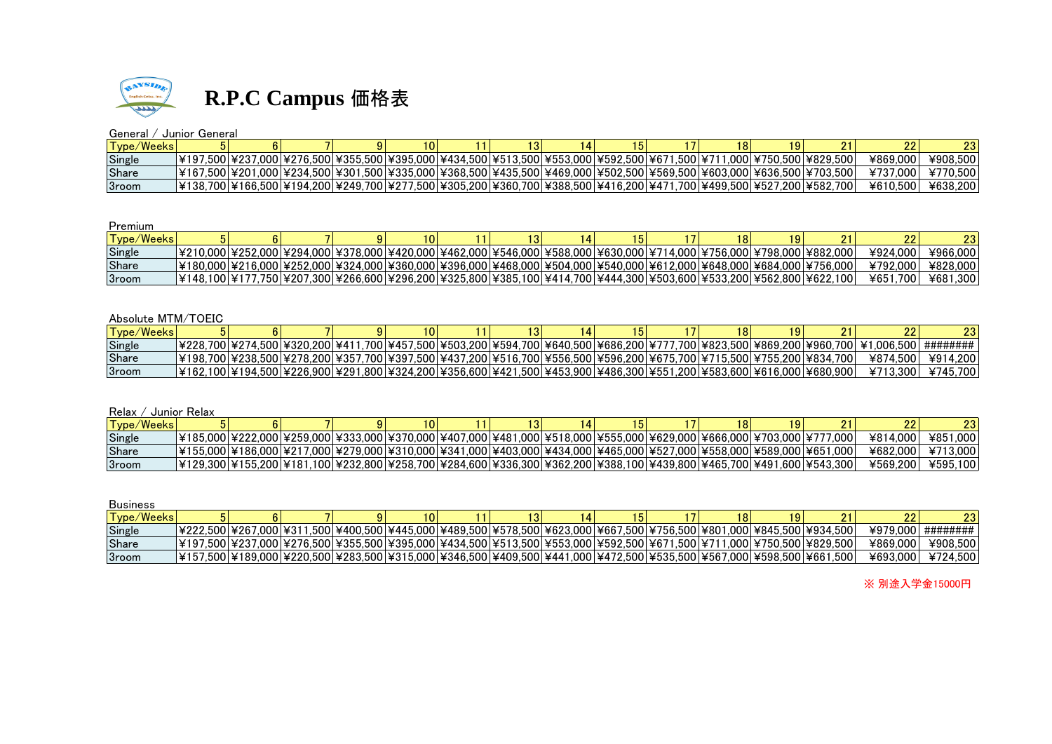# R.P.C Campus 価格表

General / Junior General

| Type/Weeks | 5 | 6 | 7 | 9 | 10 | 11 | 13 | 14 | 15 | 17 | 18 | 19 | 21 | 22 | 23 |
|---|---|---|---|---|---|---|---|---|---|---|---|---|---|---|---|
| Single | ¥197,500 | ¥237,000 | ¥276,500 | ¥355,500 | ¥395,000 | ¥434,500 | ¥513,500 | ¥553,000 | ¥592,500 | ¥671,500 | ¥711,000 | ¥750,500 | ¥829,500 | ¥869,000 | ¥908,500 |
| Share | ¥167,500 | ¥201,000 | ¥234,500 | ¥301,500 | ¥335,000 | ¥368,500 | ¥435,500 | ¥469,000 | ¥502,500 | ¥569,500 | ¥603,000 | ¥636,500 | ¥703,500 | ¥737,000 | ¥770,500 |
| 3room | ¥138,700 | ¥166,500 | ¥194,200 | ¥249,700 | ¥277,500 | ¥305,200 | ¥360,700 | ¥388,500 | ¥416,200 | ¥471,700 | ¥499,500 | ¥527,200 | ¥582,700 | ¥610,500 | ¥638,200 |

Premium

| Type/Weeks | 5 | 6 | 7 | 9 | 10 | 11 | 13 | 14 | 15 | 17 | 18 | 19 | 21 | 22 | 23 |
|---|---|---|---|---|---|---|---|---|---|---|---|---|---|---|---|
| Single | ¥210,000 | ¥252,000 | ¥294,000 | ¥378,000 | ¥420,000 | ¥462,000 | ¥546,000 | ¥588,000 | ¥630,000 | ¥714,000 | ¥756,000 | ¥798,000 | ¥882,000 | ¥924,000 | ¥966,000 |
| Share | ¥180,000 | ¥216,000 | ¥252,000 | ¥324,000 | ¥360,000 | ¥396,000 | ¥468,000 | ¥504,000 | ¥540,000 | ¥612,000 | ¥648,000 | ¥684,000 | ¥756,000 | ¥792,000 | ¥828,000 |
| 3room | ¥148,100 | ¥177,750 | ¥207,300 | ¥266,600 | ¥296,200 | ¥325,800 | ¥385,100 | ¥414,700 | ¥444,300 | ¥503,600 | ¥533,200 | ¥562,800 | ¥622,100 | ¥651,700 | ¥681,300 |

Absolute MTM/TOEIC

| Type/Weeks | 5 | 6 | 7 | 9 | 10 | 11 | 13 | 14 | 15 | 17 | 18 | 19 | 21 | 22 | 23 |
|---|---|---|---|---|---|---|---|---|---|---|---|---|---|---|---|
| Single | ¥228,700 | ¥274,500 | ¥320,200 | ¥411,700 | ¥457,500 | ¥503,200 | ¥594,700 | ¥640,500 | ¥686,200 | ¥777,700 | ¥823,500 | ¥869,200 | ¥960,700 | ¥1,006,500 | ######## |
| Share | ¥198,700 | ¥238,500 | ¥278,200 | ¥357,700 | ¥397,500 | ¥437,200 | ¥516,700 | ¥556,500 | ¥596,200 | ¥675,700 | ¥715,500 | ¥755,200 | ¥834,700 | ¥874,500 | ¥914,200 |
| 3room | ¥162,100 | ¥194,500 | ¥226,900 | ¥291,800 | ¥324,200 | ¥356,600 | ¥421,500 | ¥453,900 | ¥486,300 | ¥551,200 | ¥583,600 | ¥616,000 | ¥680,900 | ¥713,300 | ¥745,700 |

Relax / Junior Relax

| Type/Weeks | 5 | 6 | 7 | 9 | 10 | 11 | 13 | 14 | 15 | 17 | 18 | 19 | 21 | 22 | 23 |
|---|---|---|---|---|---|---|---|---|---|---|---|---|---|---|---|
| Single | ¥185,000 | ¥222,000 | ¥259,000 | ¥333,000 | ¥370,000 | ¥407,000 | ¥481,000 | ¥518,000 | ¥555,000 | ¥629,000 | ¥666,000 | ¥703,000 | ¥777,000 | ¥814,000 | ¥851,000 |
| Share | ¥155,000 | ¥186,000 | ¥217,000 | ¥279,000 | ¥310,000 | ¥341,000 | ¥403,000 | ¥434,000 | ¥465,000 | ¥527,000 | ¥558,000 | ¥589,000 | ¥651,000 | ¥682,000 | ¥713,000 |
| 3room | ¥129,300 | ¥155,200 | ¥181,100 | ¥232,800 | ¥258,700 | ¥284,600 | ¥336,300 | ¥362,200 | ¥388,100 | ¥439,800 | ¥465,700 | ¥491,600 | ¥543,300 | ¥569,200 | ¥595,100 |

Business

| Type/Weeks | 5 | 6 | 7 | 9 | 10 | 11 | 13 | 14 | 15 | 17 | 18 | 19 | 21 | 22 | 23 |
|---|---|---|---|---|---|---|---|---|---|---|---|---|---|---|---|
| Single | ¥222,500 | ¥267,000 | ¥311,500 | ¥400,500 | ¥445,000 | ¥489,500 | ¥578,500 | ¥623,000 | ¥667,500 | ¥756,500 | ¥801,000 | ¥845,500 | ¥934,500 | ¥979,000 | ######## |
| Share | ¥197,500 | ¥237,000 | ¥276,500 | ¥355,500 | ¥395,000 | ¥434,500 | ¥513,500 | ¥553,000 | ¥592,500 | ¥671,500 | ¥711,000 | ¥750,500 | ¥829,500 | ¥869,000 | ¥908,500 |
| 3room | ¥157,500 | ¥189,000 | ¥220,500 | ¥283,500 | ¥315,000 | ¥346,500 | ¥409,500 | ¥441,000 | ¥472,500 | ¥535,500 | ¥567,000 | ¥598,500 | ¥661,500 | ¥693,000 | ¥724,500 |

※ 別途入学金15000円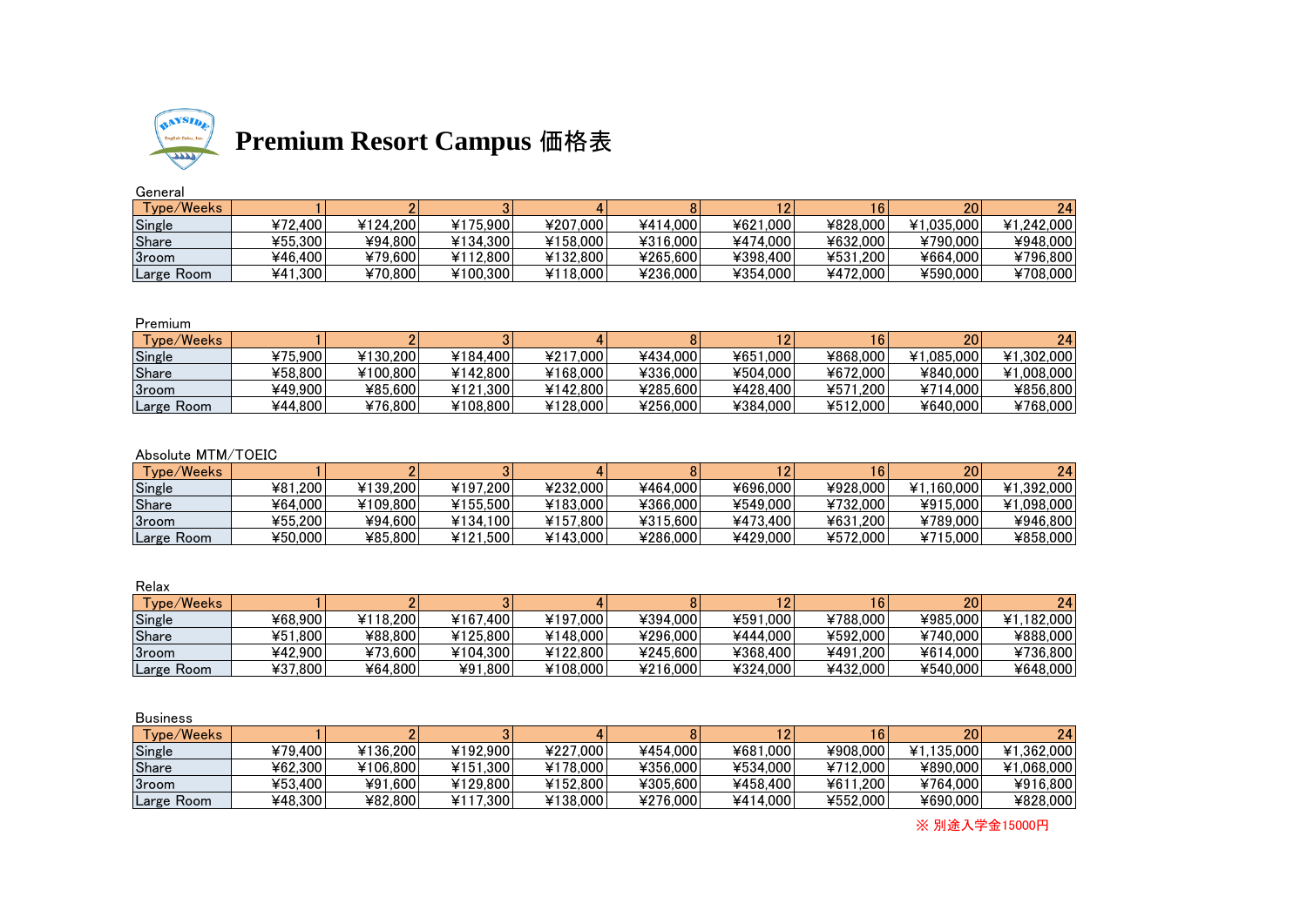# Premium Resort Campus 価格表

General

| Type/Weeks | 1 | 2 | 3 | 4 | 8 | 12 | 16 | 20 | 24 |
|---|---|---|---|---|---|---|---|---|---|
| Single | ¥72,400 | ¥124,200 | ¥175,900 | ¥207,000 | ¥414,000 | ¥621,000 | ¥828,000 | ¥1,035,000 | ¥1,242,000 |
| Share | ¥55,300 | ¥94,800 | ¥134,300 | ¥158,000 | ¥316,000 | ¥474,000 | ¥632,000 | ¥790,000 | ¥948,000 |
| 3room | ¥46,400 | ¥79,600 | ¥112,800 | ¥132,800 | ¥265,600 | ¥398,400 | ¥531,200 | ¥664,000 | ¥796,800 |
| Large Room | ¥41,300 | ¥70,800 | ¥100,300 | ¥118,000 | ¥236,000 | ¥354,000 | ¥472,000 | ¥590,000 | ¥708,000 |

Premium

| Type/Weeks | 1 | 2 | 3 | 4 | 8 | 12 | 16 | 20 | 24 |
|---|---|---|---|---|---|---|---|---|---|
| Single | ¥75,900 | ¥130,200 | ¥184,400 | ¥217,000 | ¥434,000 | ¥651,000 | ¥868,000 | ¥1,085,000 | ¥1,302,000 |
| Share | ¥58,800 | ¥100,800 | ¥142,800 | ¥168,000 | ¥336,000 | ¥504,000 | ¥672,000 | ¥840,000 | ¥1,008,000 |
| 3room | ¥49,900 | ¥85,600 | ¥121,300 | ¥142,800 | ¥285,600 | ¥428,400 | ¥571,200 | ¥714,000 | ¥856,800 |
| Large Room | ¥44,800 | ¥76,800 | ¥108,800 | ¥128,000 | ¥256,000 | ¥384,000 | ¥512,000 | ¥640,000 | ¥768,000 |

Absolute MTM/TOEIC

| Type/Weeks | 1 | 2 | 3 | 4 | 8 | 12 | 16 | 20 | 24 |
|---|---|---|---|---|---|---|---|---|---|
| Single | ¥81,200 | ¥139,200 | ¥197,200 | ¥232,000 | ¥464,000 | ¥696,000 | ¥928,000 | ¥1,160,000 | ¥1,392,000 |
| Share | ¥64,000 | ¥109,800 | ¥155,500 | ¥183,000 | ¥366,000 | ¥549,000 | ¥732,000 | ¥915,000 | ¥1,098,000 |
| 3room | ¥55,200 | ¥94,600 | ¥134,100 | ¥157,800 | ¥315,600 | ¥473,400 | ¥631,200 | ¥789,000 | ¥946,800 |
| Large Room | ¥50,000 | ¥85,800 | ¥121,500 | ¥143,000 | ¥286,000 | ¥429,000 | ¥572,000 | ¥715,000 | ¥858,000 |

Relax

| Type/Weeks | 1 | 2 | 3 | 4 | 8 | 12 | 16 | 20 | 24 |
|---|---|---|---|---|---|---|---|---|---|
| Single | ¥68,900 | ¥118,200 | ¥167,400 | ¥197,000 | ¥394,000 | ¥591,000 | ¥788,000 | ¥985,000 | ¥1,182,000 |
| Share | ¥51,800 | ¥88,800 | ¥125,800 | ¥148,000 | ¥296,000 | ¥444,000 | ¥592,000 | ¥740,000 | ¥888,000 |
| 3room | ¥42,900 | ¥73,600 | ¥104,300 | ¥122,800 | ¥245,600 | ¥368,400 | ¥491,200 | ¥614,000 | ¥736,800 |
| Large Room | ¥37,800 | ¥64,800 | ¥91,800 | ¥108,000 | ¥216,000 | ¥324,000 | ¥432,000 | ¥540,000 | ¥648,000 |

Business

| Type/Weeks | 1 | 2 | 3 | 4 | 8 | 12 | 16 | 20 | 24 |
|---|---|---|---|---|---|---|---|---|---|
| Single | ¥79,400 | ¥136,200 | ¥192,900 | ¥227,000 | ¥454,000 | ¥681,000 | ¥908,000 | ¥1,135,000 | ¥1,362,000 |
| Share | ¥62,300 | ¥106,800 | ¥151,300 | ¥178,000 | ¥356,000 | ¥534,000 | ¥712,000 | ¥890,000 | ¥1,068,000 |
| 3room | ¥53,400 | ¥91,600 | ¥129,800 | ¥152,800 | ¥305,600 | ¥458,400 | ¥611,200 | ¥764,000 | ¥916,800 |
| Large Room | ¥48,300 | ¥82,800 | ¥117,300 | ¥138,000 | ¥276,000 | ¥414,000 | ¥552,000 | ¥690,000 | ¥828,000 |

※ 別途入学金15000円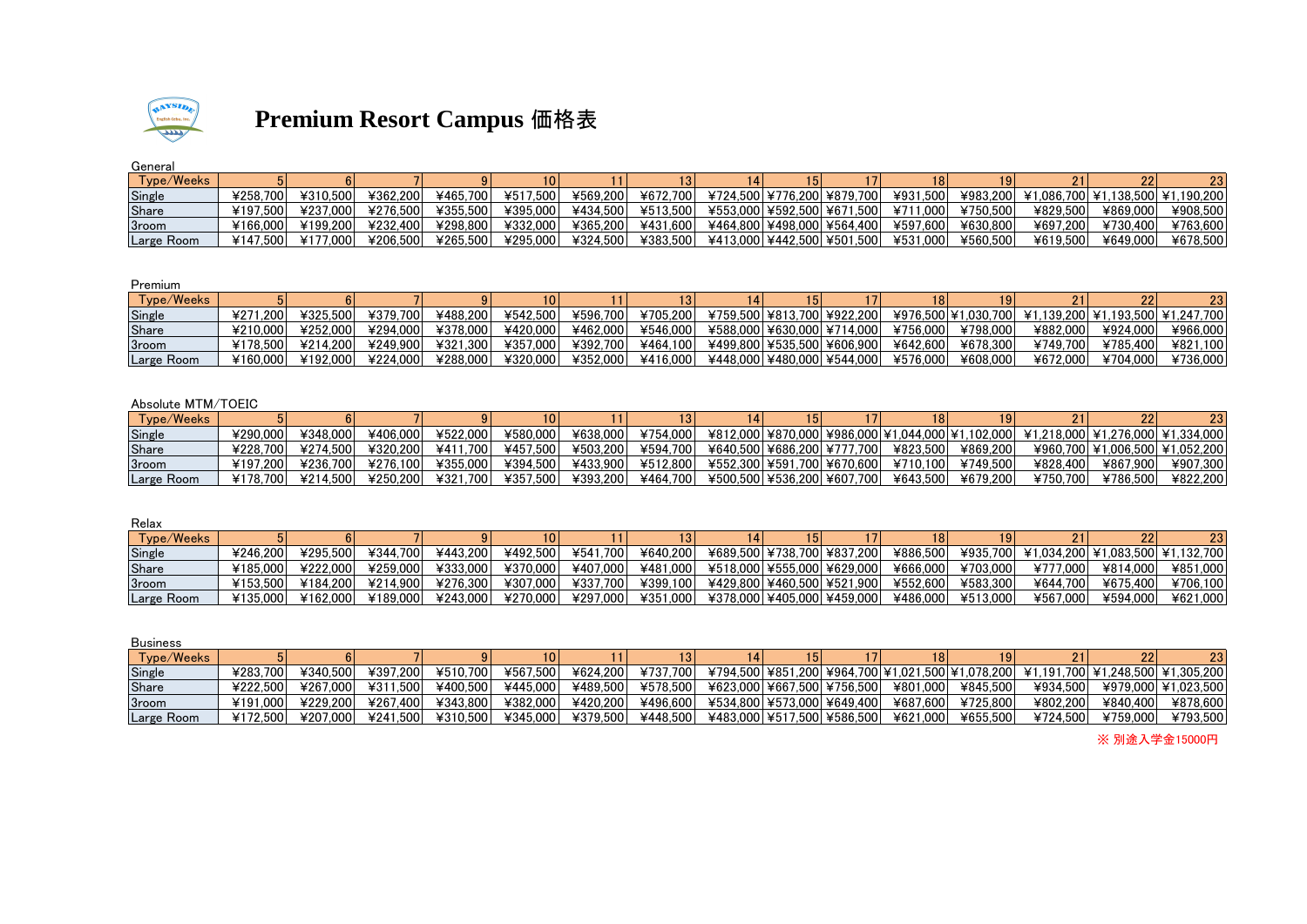# Premium Resort Campus 価格表

General

| Type/Weeks | 5 | 6 | 7 | 9 | 10 | 11 | 13 | 14 | 15 | 17 | 18 | 19 | 21 | 22 | 23 |
|---|---|---|---|---|---|---|---|---|---|---|---|---|---|---|---|
| Single | ¥258,700 | ¥310,500 | ¥362,200 | ¥465,700 | ¥517,500 | ¥569,200 | ¥672,700 | ¥724,500 | ¥776,200 | ¥879,700 | ¥931,500 | ¥983,200 | ¥1,086,700 | ¥1,138,500 | ¥1,190,200 |
| Share | ¥197,500 | ¥237,000 | ¥276,500 | ¥355,500 | ¥395,000 | ¥434,500 | ¥513,500 | ¥553,000 | ¥592,500 | ¥671,500 | ¥711,000 | ¥750,500 | ¥829,500 | ¥869,000 | ¥908,500 |
| 3room | ¥166,000 | ¥199,200 | ¥232,400 | ¥298,800 | ¥332,000 | ¥365,200 | ¥431,600 | ¥464,800 | ¥498,000 | ¥564,400 | ¥597,600 | ¥630,800 | ¥697,200 | ¥730,400 | ¥763,600 |
| Large Room | ¥147,500 | ¥177,000 | ¥206,500 | ¥265,500 | ¥295,000 | ¥324,500 | ¥383,500 | ¥413,000 | ¥442,500 | ¥501,500 | ¥531,000 | ¥560,500 | ¥619,500 | ¥649,000 | ¥678,500 |

Premium

| Type/Weeks | 5 | 6 | 7 | 9 | 10 | 11 | 13 | 14 | 15 | 17 | 18 | 19 | 21 | 22 | 23 |
|---|---|---|---|---|---|---|---|---|---|---|---|---|---|---|---|
| Single | ¥271,200 | ¥325,500 | ¥379,700 | ¥488,200 | ¥542,500 | ¥596,700 | ¥705,200 | ¥759,500 | ¥813,700 | ¥922,200 | ¥976,500 | ¥1,030,700 | ¥1,139,200 | ¥1,193,500 | ¥1,247,700 |
| Share | ¥210,000 | ¥252,000 | ¥294,000 | ¥378,000 | ¥420,000 | ¥462,000 | ¥546,000 | ¥588,000 | ¥630,000 | ¥714,000 | ¥756,000 | ¥798,000 | ¥882,000 | ¥924,000 | ¥966,000 |
| 3room | ¥178,500 | ¥214,200 | ¥249,900 | ¥321,300 | ¥357,000 | ¥392,700 | ¥464,100 | ¥499,800 | ¥535,500 | ¥606,900 | ¥642,600 | ¥678,300 | ¥749,700 | ¥785,400 | ¥821,100 |
| Large Room | ¥160,000 | ¥192,000 | ¥224,000 | ¥288,000 | ¥320,000 | ¥352,000 | ¥416,000 | ¥448,000 | ¥480,000 | ¥544,000 | ¥576,000 | ¥608,000 | ¥672,000 | ¥704,000 | ¥736,000 |

Absolute MTM/TOEIC

| Type/Weeks | 5 | 6 | 7 | 9 | 10 | 11 | 13 | 14 | 15 | 17 | 18 | 19 | 21 | 22 | 23 |
|---|---|---|---|---|---|---|---|---|---|---|---|---|---|---|---|
| Single | ¥290,000 | ¥348,000 | ¥406,000 | ¥522,000 | ¥580,000 | ¥638,000 | ¥754,000 | ¥812,000 | ¥870,000 | ¥986,000 | ¥1,044,000 | ¥1,102,000 | ¥1,218,000 | ¥1,276,000 | ¥1,334,000 |
| Share | ¥228,700 | ¥274,500 | ¥320,200 | ¥411,700 | ¥457,500 | ¥503,200 | ¥594,700 | ¥640,500 | ¥686,200 | ¥777,700 | ¥823,500 | ¥869,200 | ¥960,700 | ¥1,006,500 | ¥1,052,200 |
| 3room | ¥197,200 | ¥236,700 | ¥276,100 | ¥355,000 | ¥394,500 | ¥433,900 | ¥512,800 | ¥552,300 | ¥591,700 | ¥670,600 | ¥710,100 | ¥749,500 | ¥828,400 | ¥867,900 | ¥907,300 |
| Large Room | ¥178,700 | ¥214,500 | ¥250,200 | ¥321,700 | ¥357,500 | ¥393,200 | ¥464,700 | ¥500,500 | ¥536,200 | ¥607,700 | ¥643,500 | ¥679,200 | ¥750,700 | ¥786,500 | ¥822,200 |

Relax

| Type/Weeks | 5 | 6 | 7 | 9 | 10 | 11 | 13 | 14 | 15 | 17 | 18 | 19 | 21 | 22 | 23 |
|---|---|---|---|---|---|---|---|---|---|---|---|---|---|---|---|
| Single | ¥246,200 | ¥295,500 | ¥344,700 | ¥443,200 | ¥492,500 | ¥541,700 | ¥640,200 | ¥689,500 | ¥738,700 | ¥837,200 | ¥886,500 | ¥935,700 | ¥1,034,200 | ¥1,083,500 | ¥1,132,700 |
| Share | ¥185,000 | ¥222,000 | ¥259,000 | ¥333,000 | ¥370,000 | ¥407,000 | ¥481,000 | ¥518,000 | ¥555,000 | ¥629,000 | ¥666,000 | ¥703,000 | ¥777,000 | ¥814,000 | ¥851,000 |
| 3room | ¥153,500 | ¥184,200 | ¥214,900 | ¥276,300 | ¥307,000 | ¥337,700 | ¥399,100 | ¥429,800 | ¥460,500 | ¥521,900 | ¥552,600 | ¥583,300 | ¥644,700 | ¥675,400 | ¥706,100 |
| Large Room | ¥135,000 | ¥162,000 | ¥189,000 | ¥243,000 | ¥270,000 | ¥297,000 | ¥351,000 | ¥378,000 | ¥405,000 | ¥459,000 | ¥486,000 | ¥513,000 | ¥567,000 | ¥594,000 | ¥621,000 |

Business

| Type/Weeks | 5 | 6 | 7 | 9 | 10 | 11 | 13 | 14 | 15 | 17 | 18 | 19 | 21 | 22 | 23 |
|---|---|---|---|---|---|---|---|---|---|---|---|---|---|---|---|
| Single | ¥283,700 | ¥340,500 | ¥397,200 | ¥510,700 | ¥567,500 | ¥624,200 | ¥737,700 | ¥794,500 | ¥851,200 | ¥964,700 | ¥1,021,500 | ¥1,078,200 | ¥1,191,700 | ¥1,248,500 | ¥1,305,200 |
| Share | ¥222,500 | ¥267,000 | ¥311,500 | ¥400,500 | ¥445,000 | ¥489,500 | ¥578,500 | ¥623,000 | ¥667,500 | ¥756,500 | ¥801,000 | ¥845,500 | ¥934,500 | ¥979,000 | ¥1,023,500 |
| 3room | ¥191,000 | ¥229,200 | ¥267,400 | ¥343,800 | ¥382,000 | ¥420,200 | ¥496,600 | ¥534,800 | ¥573,000 | ¥649,400 | ¥687,600 | ¥725,800 | ¥802,200 | ¥840,400 | ¥878,600 |
| Large Room | ¥172,500 | ¥207,000 | ¥241,500 | ¥310,500 | ¥345,000 | ¥379,500 | ¥448,500 | ¥483,000 | ¥517,500 | ¥586,500 | ¥621,000 | ¥655,500 | ¥724,500 | ¥759,000 | ¥793,500 |

※ 別途入学金15000円